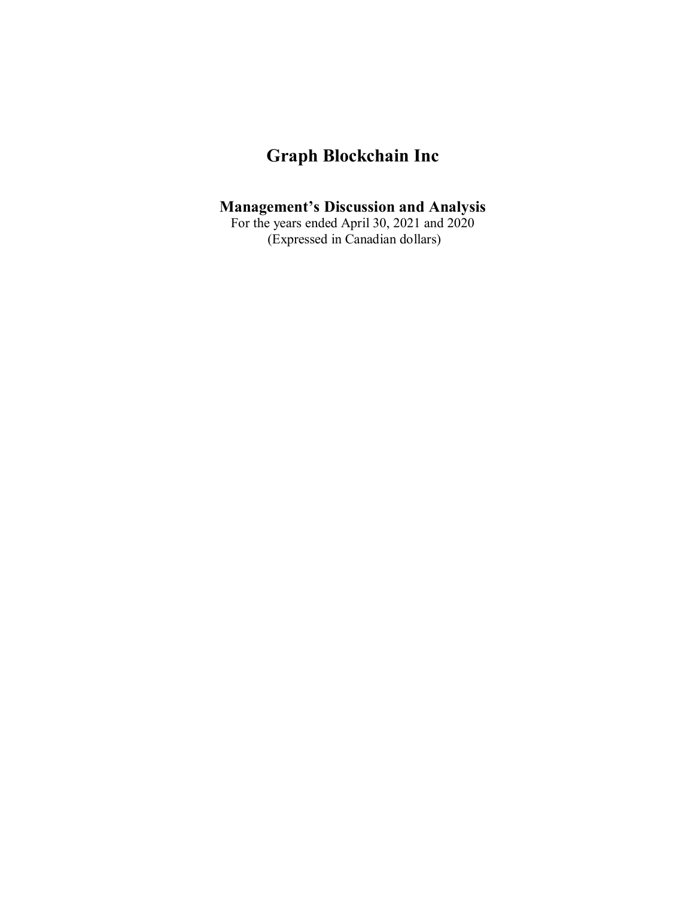# Graph Blockchain Inc

## Management's Discussion and Analysis

For the years ended April 30, 2021 and 2020
(Expressed in Canadian dollars)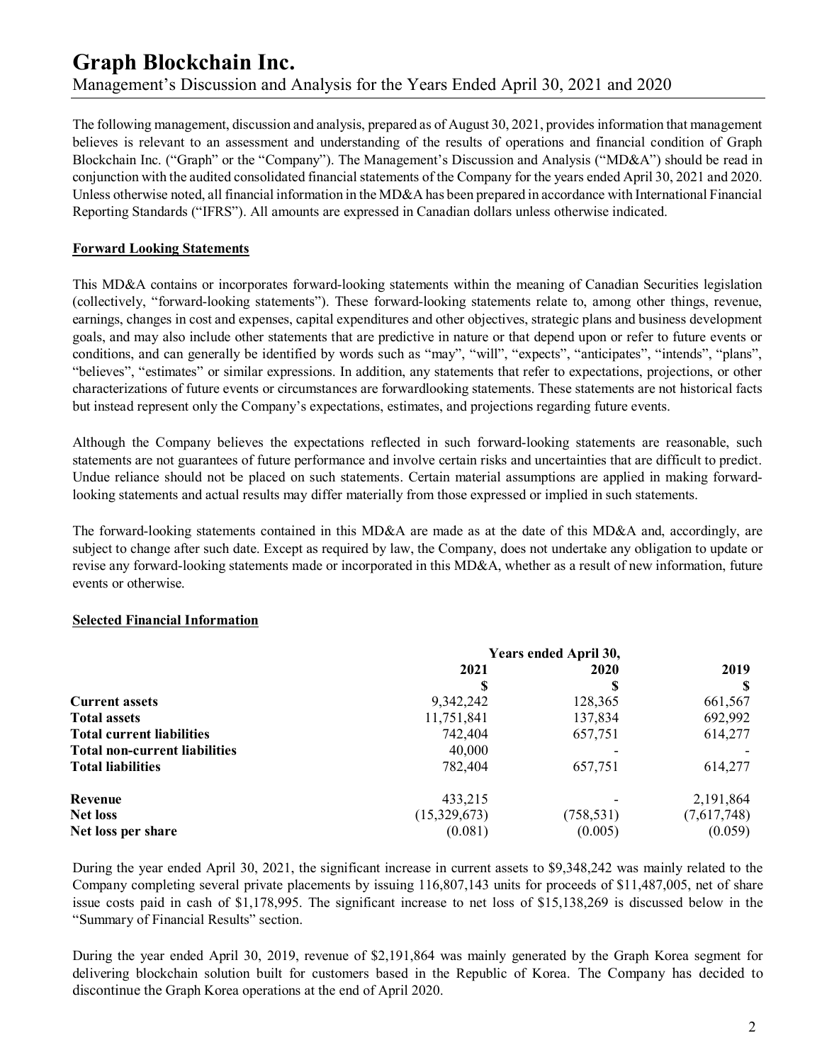The following management, discussion and analysis, prepared as of August 30, 2021, provides information that management believes is relevant to an assessment and understanding of the results of operations and financial condition of Graph Blockchain Inc. ("Graph" or the "Company"). The Management's Discussion and Analysis ("MD&A") should be read in conjunction with the audited consolidated financial statements of the Company for the years ended April 30, 2021 and 2020. Unless otherwise noted, all financial information in the MD&A has been prepared in accordance with International Financial Reporting Standards ("IFRS"). All amounts are expressed in Canadian dollars unless otherwise indicated.

## Forward Looking Statements

This MD&A contains or incorporates forward-looking statements within the meaning of Canadian Securities legislation (collectively, "forward-looking statements"). These forward-looking statements relate to, among other things, revenue, earnings, changes in cost and expenses, capital expenditures and other objectives, strategic plans and business development goals, and may also include other statements that are predictive in nature or that depend upon or refer to future events or conditions, and can generally be identified by words such as "may", "will", "expects", "anticipates", "intends", "plans", "believes", "estimates" or similar expressions. In addition, any statements that refer to expectations, projections, or other characterizations of future events or circumstances are forwardlooking statements. These statements are not historical facts but instead represent only the Company's expectations, estimates, and projections regarding future events.

Although the Company believes the expectations reflected in such forward-looking statements are reasonable, such statements are not guarantees of future performance and involve certain risks and uncertainties that are difficult to predict. Undue reliance should not be placed on such statements. Certain material assumptions are applied in making forward-looking statements and actual results may differ materially from those expressed or implied in such statements.

The forward-looking statements contained in this MD&A are made as at the date of this MD&A and, accordingly, are subject to change after such date. Except as required by law, the Company, does not undertake any obligation to update or revise any forward-looking statements made or incorporated in this MD&A, whether as a result of new information, future events or otherwise.

## Selected Financial Information

| | Years ended April 30, | | |
|---|---|---|---|
| | 2021 | 2020 | 2019 |
| | $ | $ | $ |
| **Current assets** | 9,342,242 | 128,365 | 661,567 |
| **Total assets** | 11,751,841 | 137,834 | 692,992 |
| **Total current liabilities** | 742,404 | 657,751 | 614,277 |
| **Total non-current liabilities** | 40,000 | - | - |
| **Total liabilities** | 782,404 | 657,751 | 614,277 |
| | | | |
| **Revenue** | 433,215 | - | 2,191,864 |
| **Net loss** | (15,329,673) | (758,531) | (7,617,748) |
| **Net loss per share** | (0.081) | (0.005) | (0.059) |

During the year ended April 30, 2021, the significant increase in current assets to $9,348,242 was mainly related to the Company completing several private placements by issuing 116,807,143 units for proceeds of $11,487,005, net of share issue costs paid in cash of $1,178,995. The significant increase to net loss of $15,138,269 is discussed below in the "Summary of Financial Results" section.

During the year ended April 30, 2019, revenue of $2,191,864 was mainly generated by the Graph Korea segment for delivering blockchain solution built for customers based in the Republic of Korea. The Company has decided to discontinue the Graph Korea operations at the end of April 2020.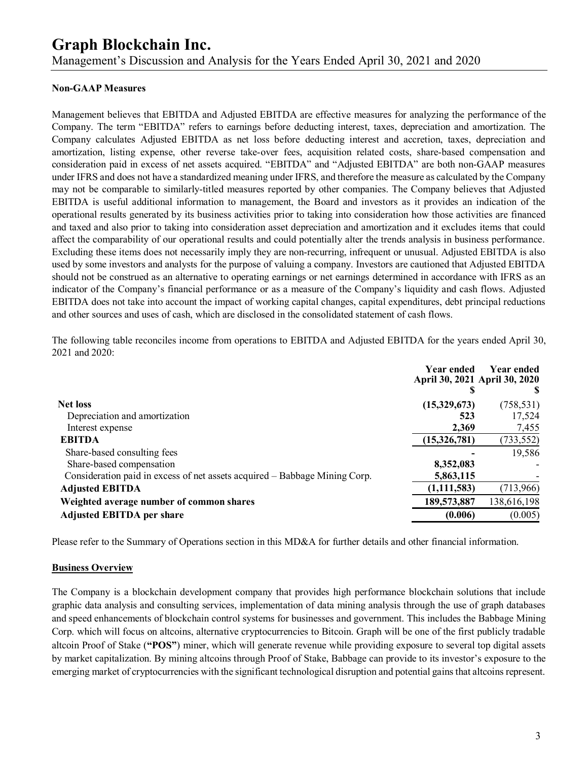### Non-GAAP Measures

Management believes that EBITDA and Adjusted EBITDA are effective measures for analyzing the performance of the Company. The term "EBITDA" refers to earnings before deducting interest, taxes, depreciation and amortization. The Company calculates Adjusted EBITDA as net loss before deducting interest and accretion, taxes, depreciation and amortization, listing expense, other reverse take-over fees, acquisition related costs, share-based compensation and consideration paid in excess of net assets acquired. "EBITDA" and "Adjusted EBITDA" are both non-GAAP measures under IFRS and does not have a standardized meaning under IFRS, and therefore the measure as calculated by the Company may not be comparable to similarly-titled measures reported by other companies. The Company believes that Adjusted EBITDA is useful additional information to management, the Board and investors as it provides an indication of the operational results generated by its business activities prior to taking into consideration how those activities are financed and taxed and also prior to taking into consideration asset depreciation and amortization and it excludes items that could affect the comparability of our operational results and could potentially alter the trends analysis in business performance. Excluding these items does not necessarily imply they are non-recurring, infrequent or unusual. Adjusted EBITDA is also used by some investors and analysts for the purpose of valuing a company. Investors are cautioned that Adjusted EBITDA should not be construed as an alternative to operating earnings or net earnings determined in accordance with IFRS as an indicator of the Company's financial performance or as a measure of the Company's liquidity and cash flows. Adjusted EBITDA does not take into account the impact of working capital changes, capital expenditures, debt principal reductions and other sources and uses of cash, which are disclosed in the consolidated statement of cash flows.

The following table reconciles income from operations to EBITDA and Adjusted EBITDA for the years ended April 30, 2021 and 2020:

| | **Year ended April 30, 2021 $** | **Year ended April 30, 2020 $** |
|---|---|---|
| **Net loss** | **(15,329,673)** | (758,531) |
| Depreciation and amortization | **523** | 17,524 |
| Interest expense | **2,369** | 7,455 |
| **EBITDA** | **(15,326,781)** | (733,552) |
| Share-based consulting fees | **-** | 19,586 |
| Share-based compensation | **8,352,083** | - |
| Consideration paid in excess of net assets acquired – Babbage Mining Corp. | **5,863,115** | - |
| **Adjusted EBITDA** | **(1,111,583)** | (713,966) |
| **Weighted average number of common shares** | **189,573,887** | 138,616,198 |
| **Adjusted EBITDA per share** | **(0.006)** | (0.005) |

Please refer to the Summary of Operations section in this MD&A for further details and other financial information.

### Business Overview

The Company is a blockchain development company that provides high performance blockchain solutions that include graphic data analysis and consulting services, implementation of data mining analysis through the use of graph databases and speed enhancements of blockchain control systems for businesses and government. This includes the Babbage Mining Corp. which will focus on altcoins, alternative cryptocurrencies to Bitcoin. Graph will be one of the first publicly tradable altcoin Proof of Stake (**"POS"**) miner, which will generate revenue while providing exposure to several top digital assets by market capitalization. By mining altcoins through Proof of Stake, Babbage can provide to its investor's exposure to the emerging market of cryptocurrencies with the significant technological disruption and potential gains that altcoins represent.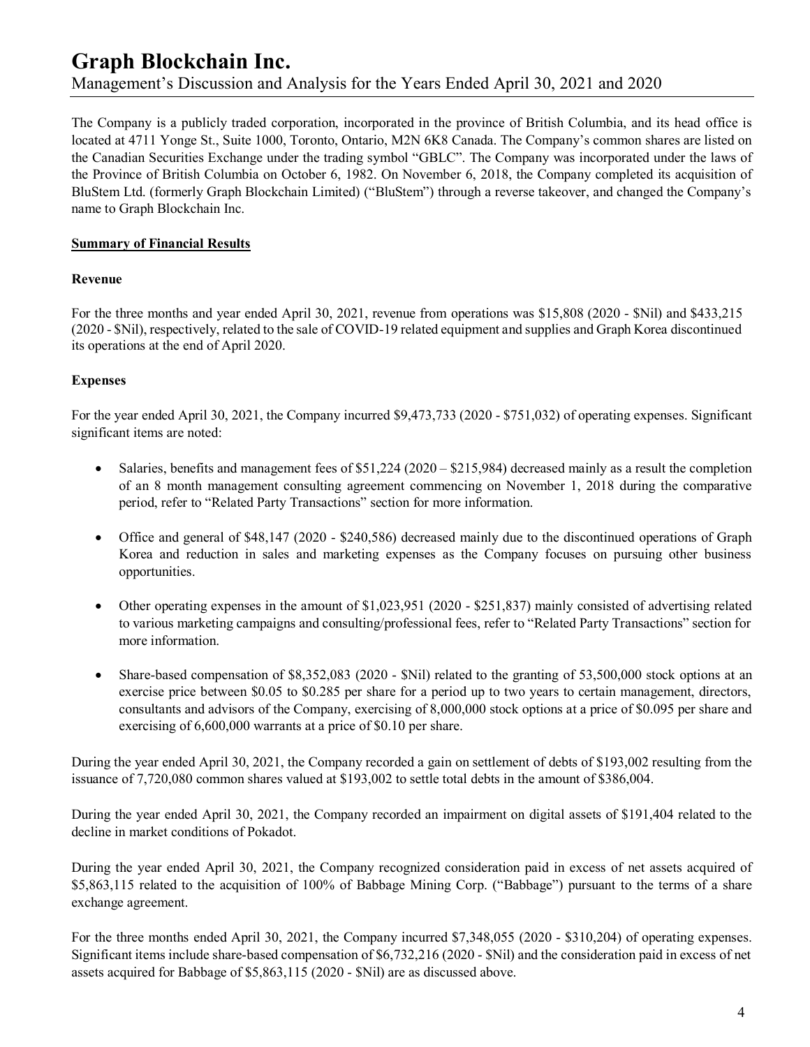The Company is a publicly traded corporation, incorporated in the province of British Columbia, and its head office is located at 4711 Yonge St., Suite 1000, Toronto, Ontario, M2N 6K8 Canada. The Company's common shares are listed on the Canadian Securities Exchange under the trading symbol "GBLC". The Company was incorporated under the laws of the Province of British Columbia on October 6, 1982. On November 6, 2018, the Company completed its acquisition of BluStem Ltd. (formerly Graph Blockchain Limited) ("BluStem") through a reverse takeover, and changed the Company's name to Graph Blockchain Inc.

## Summary of Financial Results

### Revenue

For the three months and year ended April 30, 2021, revenue from operations was $15,808 (2020 - $Nil) and $433,215 (2020 - $Nil), respectively, related to the sale of COVID-19 related equipment and supplies and Graph Korea discontinued its operations at the end of April 2020.

### Expenses

For the year ended April 30, 2021, the Company incurred $9,473,733 (2020 - $751,032) of operating expenses. Significant significant items are noted:

- Salaries, benefits and management fees of $51,224 (2020 – $215,984) decreased mainly as a result the completion of an 8 month management consulting agreement commencing on November 1, 2018 during the comparative period, refer to "Related Party Transactions" section for more information.
- Office and general of $48,147 (2020 - $240,586) decreased mainly due to the discontinued operations of Graph Korea and reduction in sales and marketing expenses as the Company focuses on pursuing other business opportunities.
- Other operating expenses in the amount of $1,023,951 (2020 - $251,837) mainly consisted of advertising related to various marketing campaigns and consulting/professional fees, refer to "Related Party Transactions" section for more information.
- Share-based compensation of $8,352,083 (2020 - $Nil) related to the granting of 53,500,000 stock options at an exercise price between $0.05 to $0.285 per share for a period up to two years to certain management, directors, consultants and advisors of the Company, exercising of 8,000,000 stock options at a price of $0.095 per share and exercising of 6,600,000 warrants at a price of $0.10 per share.

During the year ended April 30, 2021, the Company recorded a gain on settlement of debts of $193,002 resulting from the issuance of 7,720,080 common shares valued at $193,002 to settle total debts in the amount of $386,004.

During the year ended April 30, 2021, the Company recorded an impairment on digital assets of $191,404 related to the decline in market conditions of Pokadot.

During the year ended April 30, 2021, the Company recognized consideration paid in excess of net assets acquired of $5,863,115 related to the acquisition of 100% of Babbage Mining Corp. ("Babbage") pursuant to the terms of a share exchange agreement.

For the three months ended April 30, 2021, the Company incurred $7,348,055 (2020 - $310,204) of operating expenses. Significant items include share-based compensation of $6,732,216 (2020 - $Nil) and the consideration paid in excess of net assets acquired for Babbage of $5,863,115 (2020 - $Nil) are as discussed above.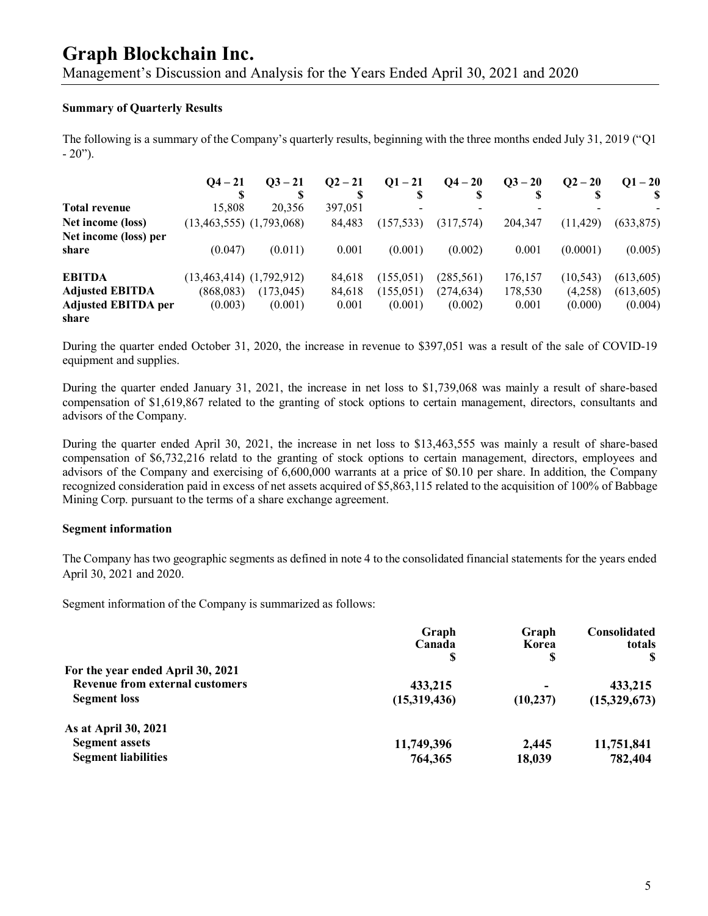## Summary of Quarterly Results

The following is a summary of the Company's quarterly results, beginning with the three months ended July 31, 2019 ("Q1 - 20").

| | Q4 – 21<br>$ | Q3 – 21<br>$ | Q2 – 21<br>$ | Q1 – 21<br>$ | Q4 – 20<br>$ | Q3 – 20<br>$ | Q2 – 20<br>$ | Q1 – 20<br>$ |
|---|---|---|---|---|---|---|---|---|
| **Total revenue** | 15,808 | 20,356 | 397,051 | - | - | - | - | - |
| **Net income (loss)** | (13,463,555) | (1,793,068) | 84,483 | (157,533) | (317,574) | 204,347 | (11,429) | (633,875) |
| **Net income (loss) per share** | (0.047) | (0.011) | 0.001 | (0.001) | (0.002) | 0.001 | (0.0001) | (0.005) |
| **EBITDA** | (13,463,414) | (1,792,912) | 84,618 | (155,051) | (285,561) | 176,157 | (10,543) | (613,605) |
| **Adjusted EBITDA** | (868,083) | (173,045) | 84,618 | (155,051) | (274,634) | 178,530 | (4,258) | (613,605) |
| **Adjusted EBITDA per share** | (0.003) | (0.001) | 0.001 | (0.001) | (0.002) | 0.001 | (0.000) | (0.004) |

During the quarter ended October 31, 2020, the increase in revenue to $397,051 was a result of the sale of COVID-19 equipment and supplies.

During the quarter ended January 31, 2021, the increase in net loss to $1,739,068 was mainly a result of share-based compensation of $1,619,867 related to the granting of stock options to certain management, directors, consultants and advisors of the Company.

During the quarter ended April 30, 2021, the increase in net loss to $13,463,555 was mainly a result of share-based compensation of $6,732,216 relatd to the granting of stock options to certain management, directors, employees and advisors of the Company and exercising of 6,600,000 warrants at a price of $0.10 per share. In addition, the Company recognized consideration paid in excess of net assets acquired of $5,863,115 related to the acquisition of 100% of Babbage Mining Corp. pursuant to the terms of a share exchange agreement.

## Segment information

The Company has two geographic segments as defined in note 4 to the consolidated financial statements for the years ended April 30, 2021 and 2020.

Segment information of the Company is summarized as follows:

| | Graph Canada<br>$ | Graph Korea<br>$ | Consolidated totals<br>$ |
|---|---|---|---|
| **For the year ended April 30, 2021** | | | |
| **Revenue from external customers** | **433,215** | **-** | **433,215** |
| **Segment loss** | **(15,319,436)** | **(10,237)** | **(15,329,673)** |
| **As at April 30, 2021** | | | |
| **Segment assets** | **11,749,396** | **2,445** | **11,751,841** |
| **Segment liabilities** | **764,365** | **18,039** | **782,404** |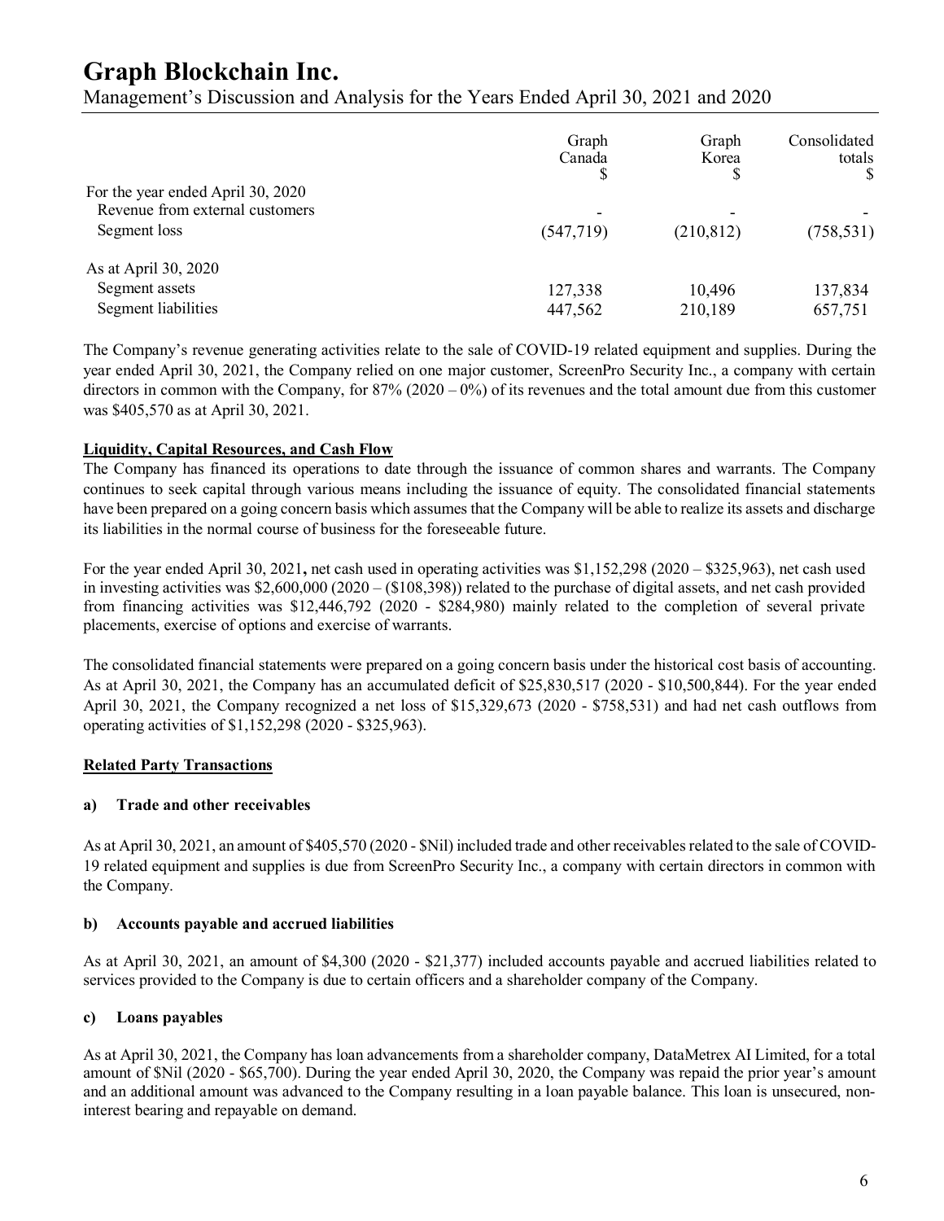| | Graph Canada $ | Graph Korea $ | Consolidated totals $ |
|---|---|---|---|
| For the year ended April 30, 2020 | | | |
| Revenue from external customers | - | - | - |
| Segment loss | (547,719) | (210,812) | (758,531) |
| As at April 30, 2020 | | | |
| Segment assets | 127,338 | 10,496 | 137,834 |
| Segment liabilities | 447,562 | 210,189 | 657,751 |

The Company's revenue generating activities relate to the sale of COVID-19 related equipment and supplies. During the year ended April 30, 2021, the Company relied on one major customer, ScreenPro Security Inc., a company with certain directors in common with the Company, for 87% (2020 – 0%) of its revenues and the total amount due from this customer was $405,570 as at April 30, 2021.

**Liquidity, Capital Resources, and Cash Flow**

The Company has financed its operations to date through the issuance of common shares and warrants. The Company continues to seek capital through various means including the issuance of equity. The consolidated financial statements have been prepared on a going concern basis which assumes that the Company will be able to realize its assets and discharge its liabilities in the normal course of business for the foreseeable future.

For the year ended April 30, 2021**,** net cash used in operating activities was $1,152,298 (2020 – $325,963), net cash used in investing activities was $2,600,000 (2020 – ($108,398)) related to the purchase of digital assets, and net cash provided from financing activities was $12,446,792 (2020 - $284,980) mainly related to the completion of several private placements, exercise of options and exercise of warrants.

The consolidated financial statements were prepared on a going concern basis under the historical cost basis of accounting. As at April 30, 2021, the Company has an accumulated deficit of $25,830,517 (2020 - $10,500,844). For the year ended April 30, 2021, the Company recognized a net loss of $15,329,673 (2020 - $758,531) and had net cash outflows from operating activities of $1,152,298 (2020 - $325,963).

**Related Party Transactions**

**a) Trade and other receivables**

As at April 30, 2021, an amount of $405,570 (2020 - $Nil) included trade and other receivables related to the sale of COVID-19 related equipment and supplies is due from ScreenPro Security Inc., a company with certain directors in common with the Company.

**b) Accounts payable and accrued liabilities**

As at April 30, 2021, an amount of $4,300 (2020 - $21,377) included accounts payable and accrued liabilities related to services provided to the Company is due to certain officers and a shareholder company of the Company.

**c) Loans payables**

As at April 30, 2021, the Company has loan advancements from a shareholder company, DataMetrex AI Limited, for a total amount of $Nil (2020 - $65,700). During the year ended April 30, 2020, the Company was repaid the prior year's amount and an additional amount was advanced to the Company resulting in a loan payable balance. This loan is unsecured, non-interest bearing and repayable on demand.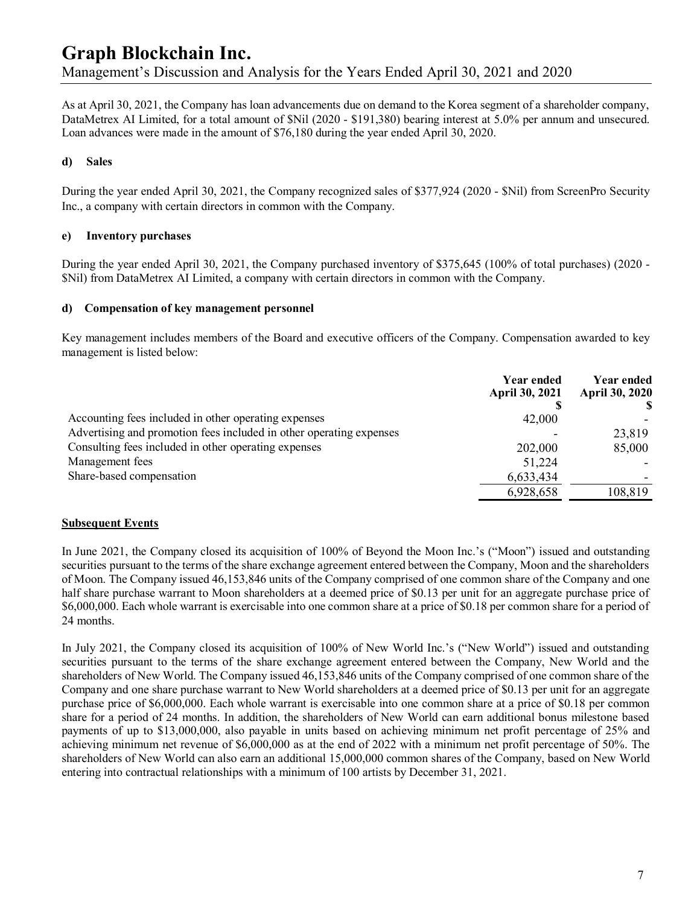As at April 30, 2021, the Company has loan advancements due on demand to the Korea segment of a shareholder company, DataMetrex AI Limited, for a total amount of $Nil (2020 - $191,380) bearing interest at 5.0% per annum and unsecured. Loan advances were made in the amount of $76,180 during the year ended April 30, 2020.

#### d) Sales

During the year ended April 30, 2021, the Company recognized sales of $377,924 (2020 - $Nil) from ScreenPro Security Inc., a company with certain directors in common with the Company.

#### e) Inventory purchases

During the year ended April 30, 2021, the Company purchased inventory of $375,645 (100% of total purchases) (2020 - $Nil) from DataMetrex AI Limited, a company with certain directors in common with the Company.

#### d) Compensation of key management personnel

Key management includes members of the Board and executive officers of the Company. Compensation awarded to key management is listed below:

| | Year ended April 30, 2021 $ | Year ended April 30, 2020 $ |
|---|---|---|
| Accounting fees included in other operating expenses | 42,000 | - |
| Advertising and promotion fees included in other operating expenses | - | 23,819 |
| Consulting fees included in other operating expenses | 202,000 | 85,000 |
| Management fees | 51,224 | - |
| Share-based compensation | 6,633,434 | - |
| | 6,928,658 | 108,819 |

## Subsequent Events

In June 2021, the Company closed its acquisition of 100% of Beyond the Moon Inc.'s ("Moon") issued and outstanding securities pursuant to the terms of the share exchange agreement entered between the Company, Moon and the shareholders of Moon. The Company issued 46,153,846 units of the Company comprised of one common share of the Company and one half share purchase warrant to Moon shareholders at a deemed price of $0.13 per unit for an aggregate purchase price of $6,000,000. Each whole warrant is exercisable into one common share at a price of $0.18 per common share for a period of 24 months.

In July 2021, the Company closed its acquisition of 100% of New World Inc.'s ("New World") issued and outstanding securities pursuant to the terms of the share exchange agreement entered between the Company, New World and the shareholders of New World. The Company issued 46,153,846 units of the Company comprised of one common share of the Company and one share purchase warrant to New World shareholders at a deemed price of $0.13 per unit for an aggregate purchase price of $6,000,000. Each whole warrant is exercisable into one common share at a price of $0.18 per common share for a period of 24 months. In addition, the shareholders of New World can earn additional bonus milestone based payments of up to $13,000,000, also payable in units based on achieving minimum net profit percentage of 25% and achieving minimum net revenue of $6,000,000 as at the end of 2022 with a minimum net profit percentage of 50%. The shareholders of New World can also earn an additional 15,000,000 common shares of the Company, based on New World entering into contractual relationships with a minimum of 100 artists by December 31, 2021.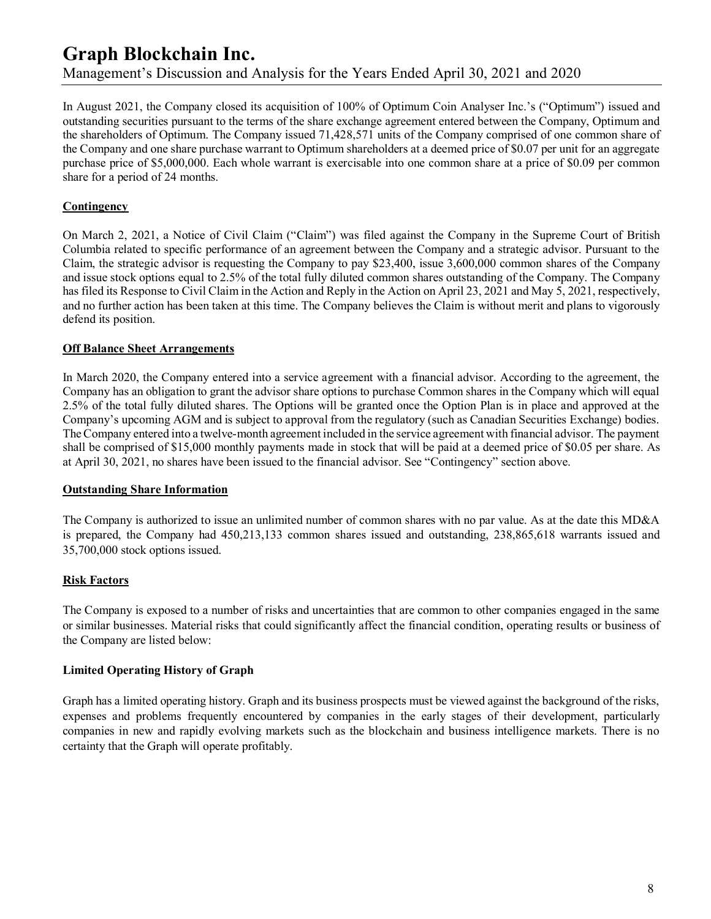In August 2021, the Company closed its acquisition of 100% of Optimum Coin Analyser Inc.'s ("Optimum") issued and outstanding securities pursuant to the terms of the share exchange agreement entered between the Company, Optimum and the shareholders of Optimum. The Company issued 71,428,571 units of the Company comprised of one common share of the Company and one share purchase warrant to Optimum shareholders at a deemed price of $0.07 per unit for an aggregate purchase price of $5,000,000. Each whole warrant is exercisable into one common share at a price of $0.09 per common share for a period of 24 months.

## Contingency

On March 2, 2021, a Notice of Civil Claim ("Claim") was filed against the Company in the Supreme Court of British Columbia related to specific performance of an agreement between the Company and a strategic advisor. Pursuant to the Claim, the strategic advisor is requesting the Company to pay $23,400, issue 3,600,000 common shares of the Company and issue stock options equal to 2.5% of the total fully diluted common shares outstanding of the Company. The Company has filed its Response to Civil Claim in the Action and Reply in the Action on April 23, 2021 and May 5, 2021, respectively, and no further action has been taken at this time. The Company believes the Claim is without merit and plans to vigorously defend its position.

## Off Balance Sheet Arrangements

In March 2020, the Company entered into a service agreement with a financial advisor. According to the agreement, the Company has an obligation to grant the advisor share options to purchase Common shares in the Company which will equal 2.5% of the total fully diluted shares. The Options will be granted once the Option Plan is in place and approved at the Company's upcoming AGM and is subject to approval from the regulatory (such as Canadian Securities Exchange) bodies. The Company entered into a twelve-month agreement included in the service agreement with financial advisor. The payment shall be comprised of $15,000 monthly payments made in stock that will be paid at a deemed price of $0.05 per share. As at April 30, 2021, no shares have been issued to the financial advisor. See "Contingency" section above.

## Outstanding Share Information

The Company is authorized to issue an unlimited number of common shares with no par value. As at the date this MD&A is prepared, the Company had 450,213,133 common shares issued and outstanding, 238,865,618 warrants issued and 35,700,000 stock options issued.

## Risk Factors

The Company is exposed to a number of risks and uncertainties that are common to other companies engaged in the same or similar businesses. Material risks that could significantly affect the financial condition, operating results or business of the Company are listed below:

### Limited Operating History of Graph

Graph has a limited operating history. Graph and its business prospects must be viewed against the background of the risks, expenses and problems frequently encountered by companies in the early stages of their development, particularly companies in new and rapidly evolving markets such as the blockchain and business intelligence markets. There is no certainty that the Graph will operate profitably.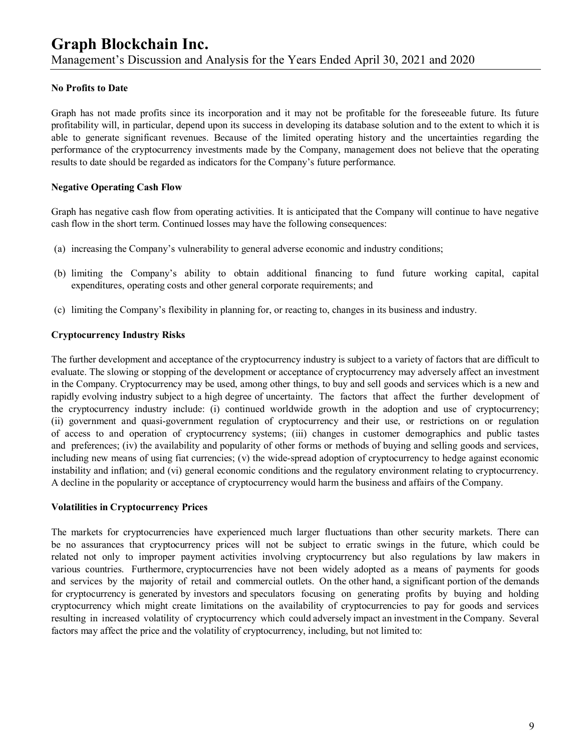### No Profits to Date

Graph has not made profits since its incorporation and it may not be profitable for the foreseeable future. Its future profitability will, in particular, depend upon its success in developing its database solution and to the extent to which it is able to generate significant revenues. Because of the limited operating history and the uncertainties regarding the performance of the cryptocurrency investments made by the Company, management does not believe that the operating results to date should be regarded as indicators for the Company's future performance.

### Negative Operating Cash Flow

Graph has negative cash flow from operating activities. It is anticipated that the Company will continue to have negative cash flow in the short term. Continued losses may have the following consequences:

(a) increasing the Company's vulnerability to general adverse economic and industry conditions;

(b) limiting the Company's ability to obtain additional financing to fund future working capital, capital expenditures, operating costs and other general corporate requirements; and

(c) limiting the Company's flexibility in planning for, or reacting to, changes in its business and industry.

### Cryptocurrency Industry Risks

The further development and acceptance of the cryptocurrency industry is subject to a variety of factors that are difficult to evaluate. The slowing or stopping of the development or acceptance of cryptocurrency may adversely affect an investment in the Company. Cryptocurrency may be used, among other things, to buy and sell goods and services which is a new and rapidly evolving industry subject to a high degree of uncertainty. The factors that affect the further development of the cryptocurrency industry include: (i) continued worldwide growth in the adoption and use of cryptocurrency; (ii) government and quasi-government regulation of cryptocurrency and their use, or restrictions on or regulation of access to and operation of cryptocurrency systems; (iii) changes in customer demographics and public tastes and preferences; (iv) the availability and popularity of other forms or methods of buying and selling goods and services, including new means of using fiat currencies; (v) the wide-spread adoption of cryptocurrency to hedge against economic instability and inflation; and (vi) general economic conditions and the regulatory environment relating to cryptocurrency. A decline in the popularity or acceptance of cryptocurrency would harm the business and affairs of the Company.

### Volatilities in Cryptocurrency Prices

The markets for cryptocurrencies have experienced much larger fluctuations than other security markets. There can be no assurances that cryptocurrency prices will not be subject to erratic swings in the future, which could be related not only to improper payment activities involving cryptocurrency but also regulations by law makers in various countries. Furthermore, cryptocurrencies have not been widely adopted as a means of payments for goods and services by the majority of retail and commercial outlets. On the other hand, a significant portion of the demands for cryptocurrency is generated by investors and speculators focusing on generating profits by buying and holding cryptocurrency which might create limitations on the availability of cryptocurrencies to pay for goods and services resulting in increased volatility of cryptocurrency which could adversely impact an investment in the Company. Several factors may affect the price and the volatility of cryptocurrency, including, but not limited to: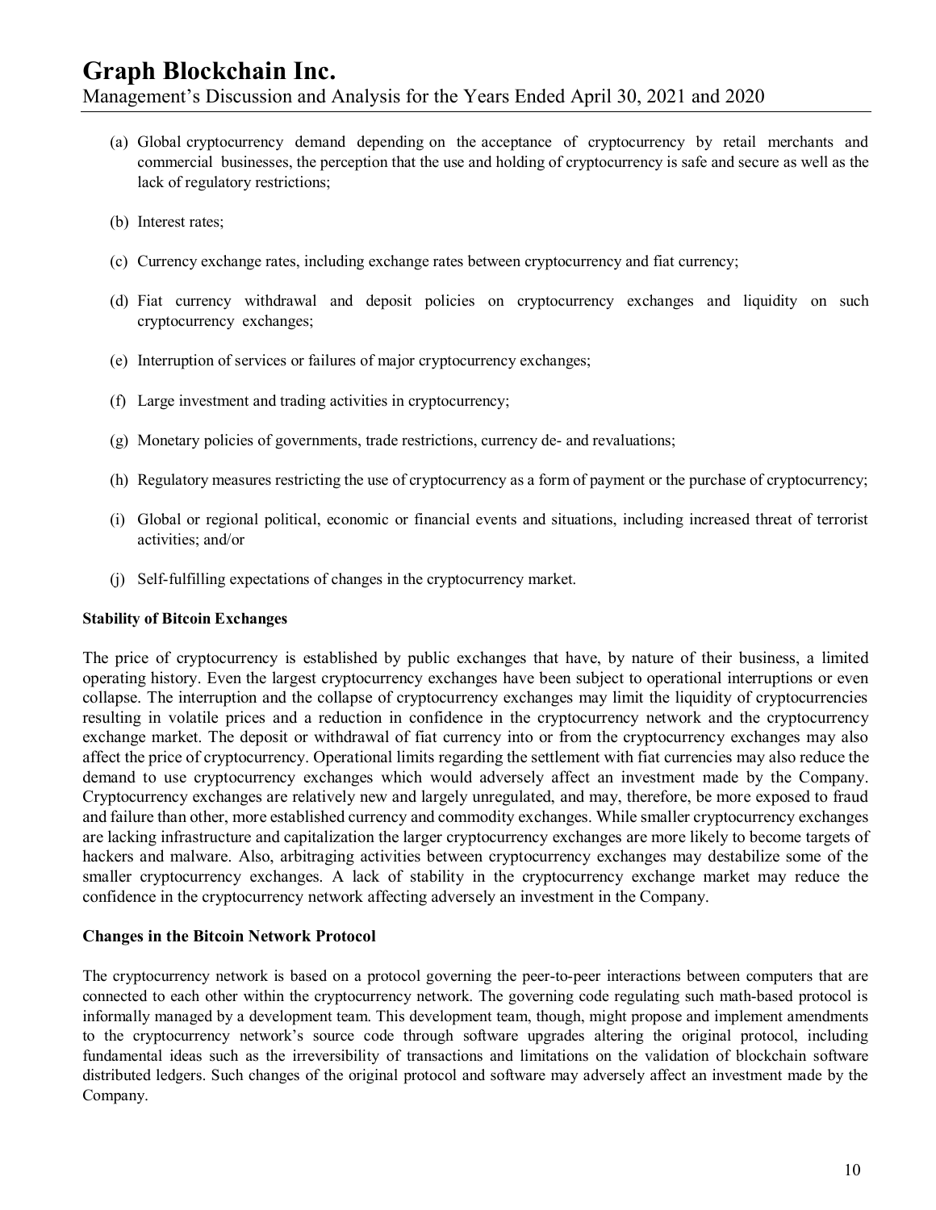(a) Global cryptocurrency demand depending on the acceptance of cryptocurrency by retail merchants and commercial businesses, the perception that the use and holding of cryptocurrency is safe and secure as well as the lack of regulatory restrictions;

(b) Interest rates;

(c) Currency exchange rates, including exchange rates between cryptocurrency and fiat currency;

(d) Fiat currency withdrawal and deposit policies on cryptocurrency exchanges and liquidity on such cryptocurrency exchanges;

(e) Interruption of services or failures of major cryptocurrency exchanges;

(f) Large investment and trading activities in cryptocurrency;

(g) Monetary policies of governments, trade restrictions, currency de- and revaluations;

(h) Regulatory measures restricting the use of cryptocurrency as a form of payment or the purchase of cryptocurrency;

(i) Global or regional political, economic or financial events and situations, including increased threat of terrorist activities; and/or

(j) Self-fulfilling expectations of changes in the cryptocurrency market.

**Stability of Bitcoin Exchanges**

The price of cryptocurrency is established by public exchanges that have, by nature of their business, a limited operating history. Even the largest cryptocurrency exchanges have been subject to operational interruptions or even collapse. The interruption and the collapse of cryptocurrency exchanges may limit the liquidity of cryptocurrencies resulting in volatile prices and a reduction in confidence in the cryptocurrency network and the cryptocurrency exchange market. The deposit or withdrawal of fiat currency into or from the cryptocurrency exchanges may also affect the price of cryptocurrency. Operational limits regarding the settlement with fiat currencies may also reduce the demand to use cryptocurrency exchanges which would adversely affect an investment made by the Company. Cryptocurrency exchanges are relatively new and largely unregulated, and may, therefore, be more exposed to fraud and failure than other, more established currency and commodity exchanges. While smaller cryptocurrency exchanges are lacking infrastructure and capitalization the larger cryptocurrency exchanges are more likely to become targets of hackers and malware. Also, arbitraging activities between cryptocurrency exchanges may destabilize some of the smaller cryptocurrency exchanges. A lack of stability in the cryptocurrency exchange market may reduce the confidence in the cryptocurrency network affecting adversely an investment in the Company.

**Changes in the Bitcoin Network Protocol**

The cryptocurrency network is based on a protocol governing the peer-to-peer interactions between computers that are connected to each other within the cryptocurrency network. The governing code regulating such math-based protocol is informally managed by a development team. This development team, though, might propose and implement amendments to the cryptocurrency network's source code through software upgrades altering the original protocol, including fundamental ideas such as the irreversibility of transactions and limitations on the validation of blockchain software distributed ledgers. Such changes of the original protocol and software may adversely affect an investment made by the Company.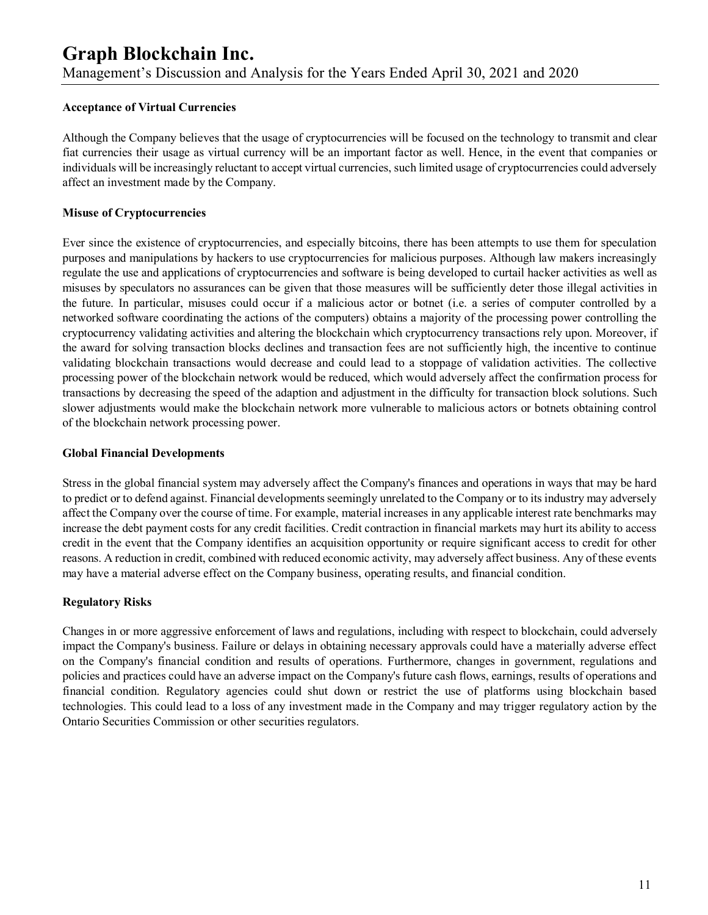**Acceptance of Virtual Currencies**

Although the Company believes that the usage of cryptocurrencies will be focused on the technology to transmit and clear fiat currencies their usage as virtual currency will be an important factor as well. Hence, in the event that companies or individuals will be increasingly reluctant to accept virtual currencies, such limited usage of cryptocurrencies could adversely affect an investment made by the Company.

**Misuse of Cryptocurrencies**

Ever since the existence of cryptocurrencies, and especially bitcoins, there has been attempts to use them for speculation purposes and manipulations by hackers to use cryptocurrencies for malicious purposes. Although law makers increasingly regulate the use and applications of cryptocurrencies and software is being developed to curtail hacker activities as well as misuses by speculators no assurances can be given that those measures will be sufficiently deter those illegal activities in the future. In particular, misuses could occur if a malicious actor or botnet (i.e. a series of computer controlled by a networked software coordinating the actions of the computers) obtains a majority of the processing power controlling the cryptocurrency validating activities and altering the blockchain which cryptocurrency transactions rely upon. Moreover, if the award for solving transaction blocks declines and transaction fees are not sufficiently high, the incentive to continue validating blockchain transactions would decrease and could lead to a stoppage of validation activities. The collective processing power of the blockchain network would be reduced, which would adversely affect the confirmation process for transactions by decreasing the speed of the adaption and adjustment in the difficulty for transaction block solutions. Such slower adjustments would make the blockchain network more vulnerable to malicious actors or botnets obtaining control of the blockchain network processing power.

**Global Financial Developments**

Stress in the global financial system may adversely affect the Company's finances and operations in ways that may be hard to predict or to defend against. Financial developments seemingly unrelated to the Company or to its industry may adversely affect the Company over the course of time. For example, material increases in any applicable interest rate benchmarks may increase the debt payment costs for any credit facilities. Credit contraction in financial markets may hurt its ability to access credit in the event that the Company identifies an acquisition opportunity or require significant access to credit for other reasons. A reduction in credit, combined with reduced economic activity, may adversely affect business. Any of these events may have a material adverse effect on the Company business, operating results, and financial condition.

**Regulatory Risks**

Changes in or more aggressive enforcement of laws and regulations, including with respect to blockchain, could adversely impact the Company's business. Failure or delays in obtaining necessary approvals could have a materially adverse effect on the Company's financial condition and results of operations. Furthermore, changes in government, regulations and policies and practices could have an adverse impact on the Company's future cash flows, earnings, results of operations and financial condition. Regulatory agencies could shut down or restrict the use of platforms using blockchain based technologies. This could lead to a loss of any investment made in the Company and may trigger regulatory action by the Ontario Securities Commission or other securities regulators.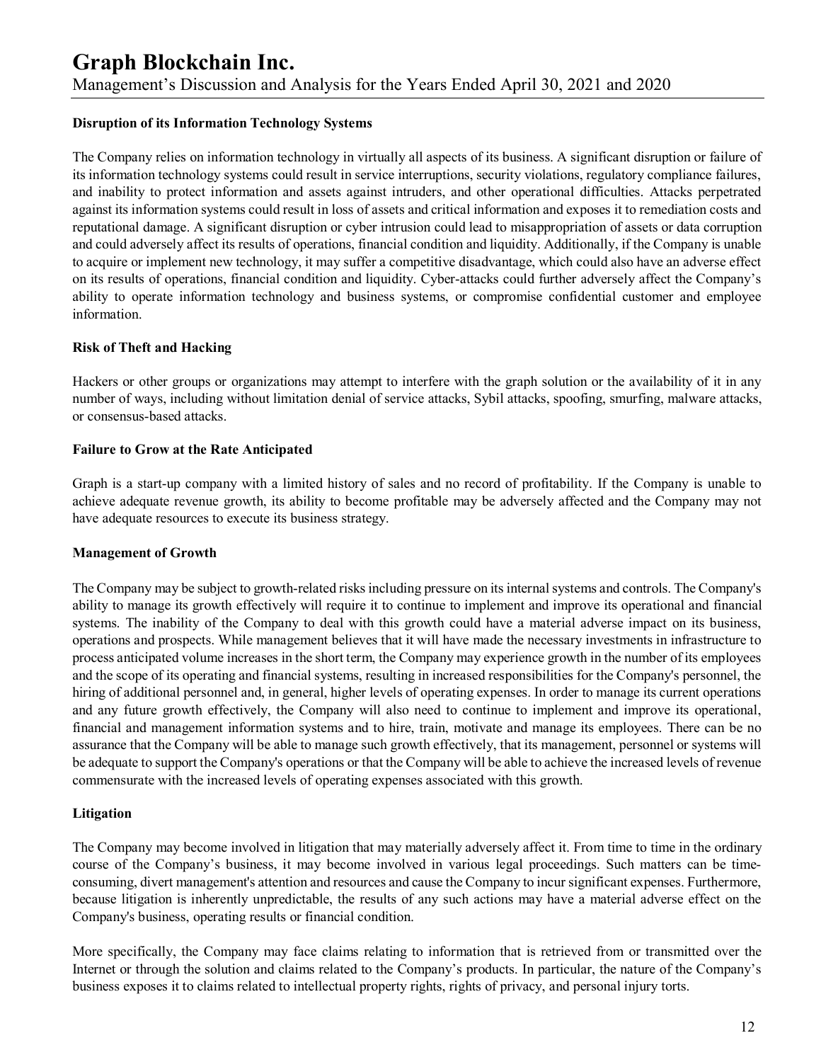### Disruption of its Information Technology Systems

The Company relies on information technology in virtually all aspects of its business. A significant disruption or failure of its information technology systems could result in service interruptions, security violations, regulatory compliance failures, and inability to protect information and assets against intruders, and other operational difficulties. Attacks perpetrated against its information systems could result in loss of assets and critical information and exposes it to remediation costs and reputational damage. A significant disruption or cyber intrusion could lead to misappropriation of assets or data corruption and could adversely affect its results of operations, financial condition and liquidity. Additionally, if the Company is unable to acquire or implement new technology, it may suffer a competitive disadvantage, which could also have an adverse effect on its results of operations, financial condition and liquidity. Cyber-attacks could further adversely affect the Company's ability to operate information technology and business systems, or compromise confidential customer and employee information.

### Risk of Theft and Hacking

Hackers or other groups or organizations may attempt to interfere with the graph solution or the availability of it in any number of ways, including without limitation denial of service attacks, Sybil attacks, spoofing, smurfing, malware attacks, or consensus-based attacks.

### Failure to Grow at the Rate Anticipated

Graph is a start-up company with a limited history of sales and no record of profitability. If the Company is unable to achieve adequate revenue growth, its ability to become profitable may be adversely affected and the Company may not have adequate resources to execute its business strategy.

### Management of Growth

The Company may be subject to growth-related risks including pressure on its internal systems and controls. The Company's ability to manage its growth effectively will require it to continue to implement and improve its operational and financial systems. The inability of the Company to deal with this growth could have a material adverse impact on its business, operations and prospects. While management believes that it will have made the necessary investments in infrastructure to process anticipated volume increases in the short term, the Company may experience growth in the number of its employees and the scope of its operating and financial systems, resulting in increased responsibilities for the Company's personnel, the hiring of additional personnel and, in general, higher levels of operating expenses. In order to manage its current operations and any future growth effectively, the Company will also need to continue to implement and improve its operational, financial and management information systems and to hire, train, motivate and manage its employees. There can be no assurance that the Company will be able to manage such growth effectively, that its management, personnel or systems will be adequate to support the Company's operations or that the Company will be able to achieve the increased levels of revenue commensurate with the increased levels of operating expenses associated with this growth.

### Litigation

The Company may become involved in litigation that may materially adversely affect it. From time to time in the ordinary course of the Company's business, it may become involved in various legal proceedings. Such matters can be time-consuming, divert management's attention and resources and cause the Company to incur significant expenses. Furthermore, because litigation is inherently unpredictable, the results of any such actions may have a material adverse effect on the Company's business, operating results or financial condition.

More specifically, the Company may face claims relating to information that is retrieved from or transmitted over the Internet or through the solution and claims related to the Company's products. In particular, the nature of the Company's business exposes it to claims related to intellectual property rights, rights of privacy, and personal injury torts.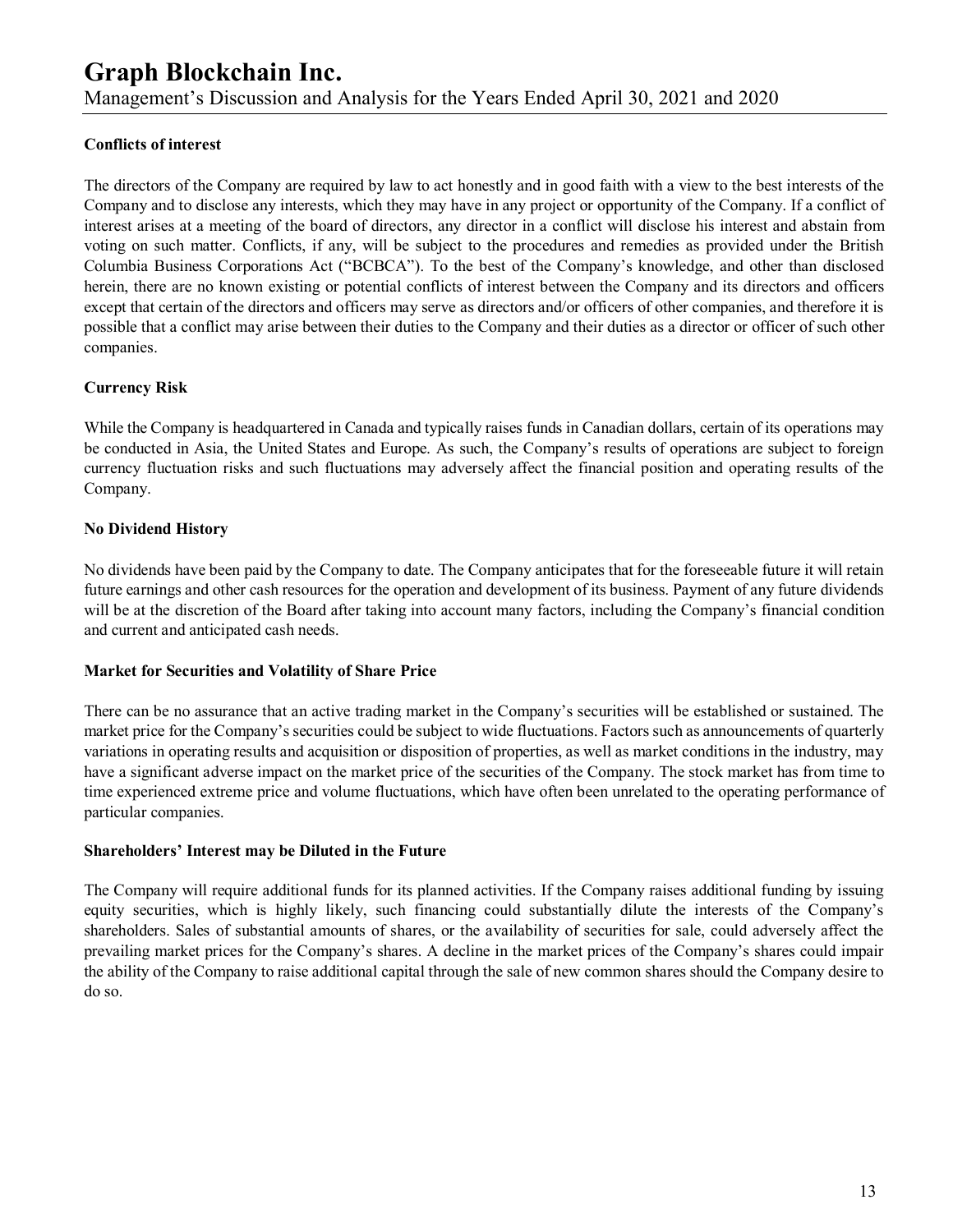**Conflicts of interest**

The directors of the Company are required by law to act honestly and in good faith with a view to the best interests of the Company and to disclose any interests, which they may have in any project or opportunity of the Company. If a conflict of interest arises at a meeting of the board of directors, any director in a conflict will disclose his interest and abstain from voting on such matter. Conflicts, if any, will be subject to the procedures and remedies as provided under the British Columbia Business Corporations Act ("BCBCA"). To the best of the Company's knowledge, and other than disclosed herein, there are no known existing or potential conflicts of interest between the Company and its directors and officers except that certain of the directors and officers may serve as directors and/or officers of other companies, and therefore it is possible that a conflict may arise between their duties to the Company and their duties as a director or officer of such other companies.

**Currency Risk**

While the Company is headquartered in Canada and typically raises funds in Canadian dollars, certain of its operations may be conducted in Asia, the United States and Europe. As such, the Company's results of operations are subject to foreign currency fluctuation risks and such fluctuations may adversely affect the financial position and operating results of the Company.

**No Dividend History**

No dividends have been paid by the Company to date. The Company anticipates that for the foreseeable future it will retain future earnings and other cash resources for the operation and development of its business. Payment of any future dividends will be at the discretion of the Board after taking into account many factors, including the Company's financial condition and current and anticipated cash needs.

**Market for Securities and Volatility of Share Price**

There can be no assurance that an active trading market in the Company's securities will be established or sustained. The market price for the Company's securities could be subject to wide fluctuations. Factors such as announcements of quarterly variations in operating results and acquisition or disposition of properties, as well as market conditions in the industry, may have a significant adverse impact on the market price of the securities of the Company. The stock market has from time to time experienced extreme price and volume fluctuations, which have often been unrelated to the operating performance of particular companies.

**Shareholders' Interest may be Diluted in the Future**

The Company will require additional funds for its planned activities. If the Company raises additional funding by issuing equity securities, which is highly likely, such financing could substantially dilute the interests of the Company's shareholders. Sales of substantial amounts of shares, or the availability of securities for sale, could adversely affect the prevailing market prices for the Company's shares. A decline in the market prices of the Company's shares could impair the ability of the Company to raise additional capital through the sale of new common shares should the Company desire to do so.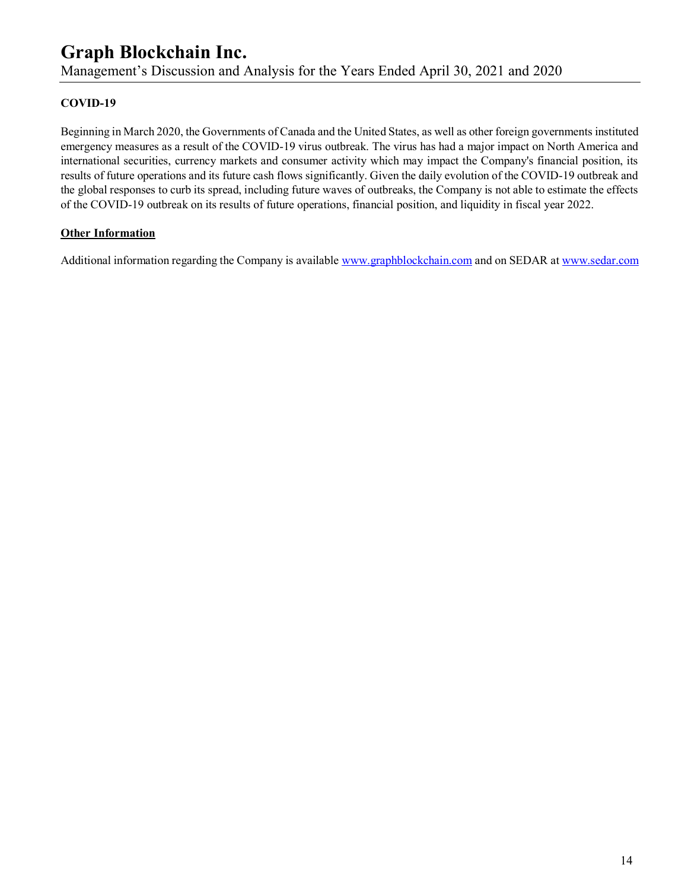## COVID-19

Beginning in March 2020, the Governments of Canada and the United States, as well as other foreign governments instituted emergency measures as a result of the COVID-19 virus outbreak. The virus has had a major impact on North America and international securities, currency markets and consumer activity which may impact the Company's financial position, its results of future operations and its future cash flows significantly. Given the daily evolution of the COVID-19 outbreak and the global responses to curb its spread, including future waves of outbreaks, the Company is not able to estimate the effects of the COVID-19 outbreak on its results of future operations, financial position, and liquidity in fiscal year 2022.

## Other Information

Additional information regarding the Company is available www.graphblockchain.com and on SEDAR at www.sedar.com